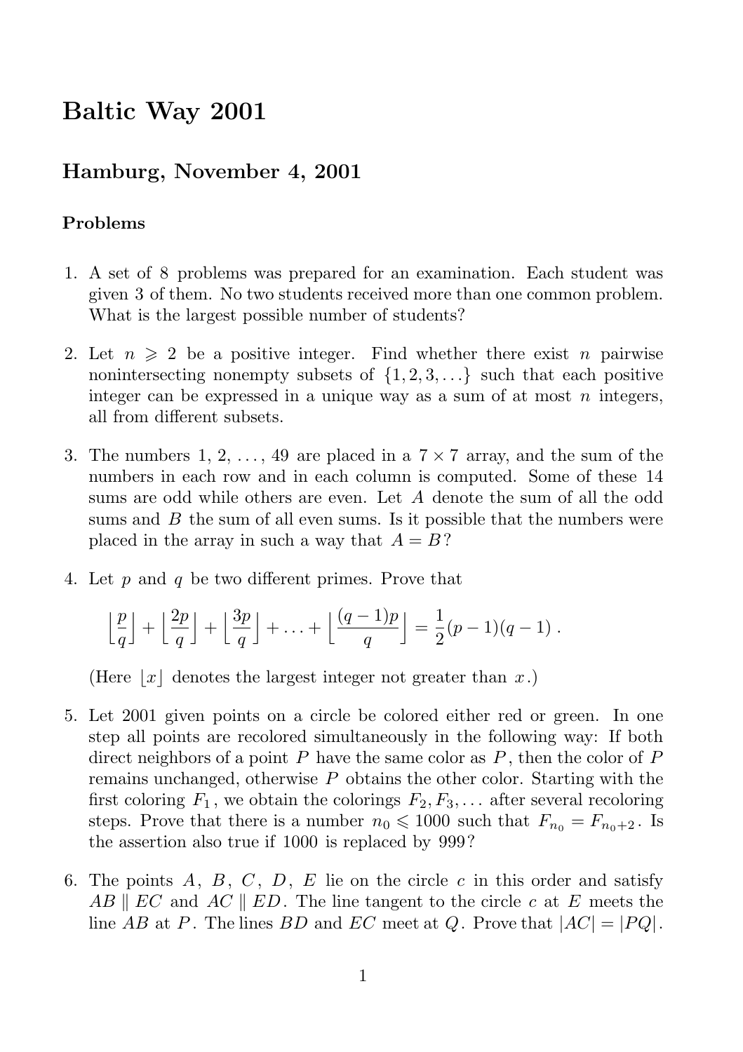# Baltic Way 2001

## Hamburg, November 4, 2001

### Problems

1. A set of 8 problems was prepared for an examination. Each student was given 3 of them. No two students received more than one common problem. What is the largest possible number of students?

2. Let $n \geqslant 2$ be a positive integer. Find whether there exist $n$ pairwise nonintersecting nonempty subsets of $\{1, 2, 3, \ldots\}$ such that each positive integer can be expressed in a unique way as a sum of at most $n$ integers, all from different subsets.

3. The numbers $1, 2, \ldots, 49$ are placed in a $7 \times 7$ array, and the sum of the numbers in each row and in each column is computed. Some of these 14 sums are odd while others are even. Let $A$ denote the sum of all the odd sums and $B$ the sum of all even sums. Is it possible that the numbers were placed in the array in such a way that $A = B$?

4. Let $p$ and $q$ be two different primes. Prove that

$$\left\lfloor \frac{p}{q} \right\rfloor + \left\lfloor \frac{2p}{q} \right\rfloor + \left\lfloor \frac{3p}{q} \right\rfloor + \ldots + \left\lfloor \frac{(q-1)p}{q} \right\rfloor = \frac{1}{2}(p-1)(q-1) .$$

   (Here $\lfloor x \rfloor$ denotes the largest integer not greater than $x$.)

5. Let 2001 given points on a circle be colored either red or green. In one step all points are recolored simultaneously in the following way: If both direct neighbors of a point $P$ have the same color as $P$, then the color of $P$ remains unchanged, otherwise $P$ obtains the other color. Starting with the first coloring $F_1$, we obtain the colorings $F_2, F_3, \ldots$ after several recoloring steps. Prove that there is a number $n_0 \leqslant 1000$ such that $F_{n_0} = F_{n_0+2}$. Is the assertion also true if 1000 is replaced by 999?

6. The points $A$, $B$, $C$, $D$, $E$ lie on the circle $c$ in this order and satisfy $AB \parallel EC$ and $AC \parallel ED$. The line tangent to the circle $c$ at $E$ meets the line $AB$ at $P$. The lines $BD$ and $EC$ meet at $Q$. Prove that $|AC| = |PQ|$.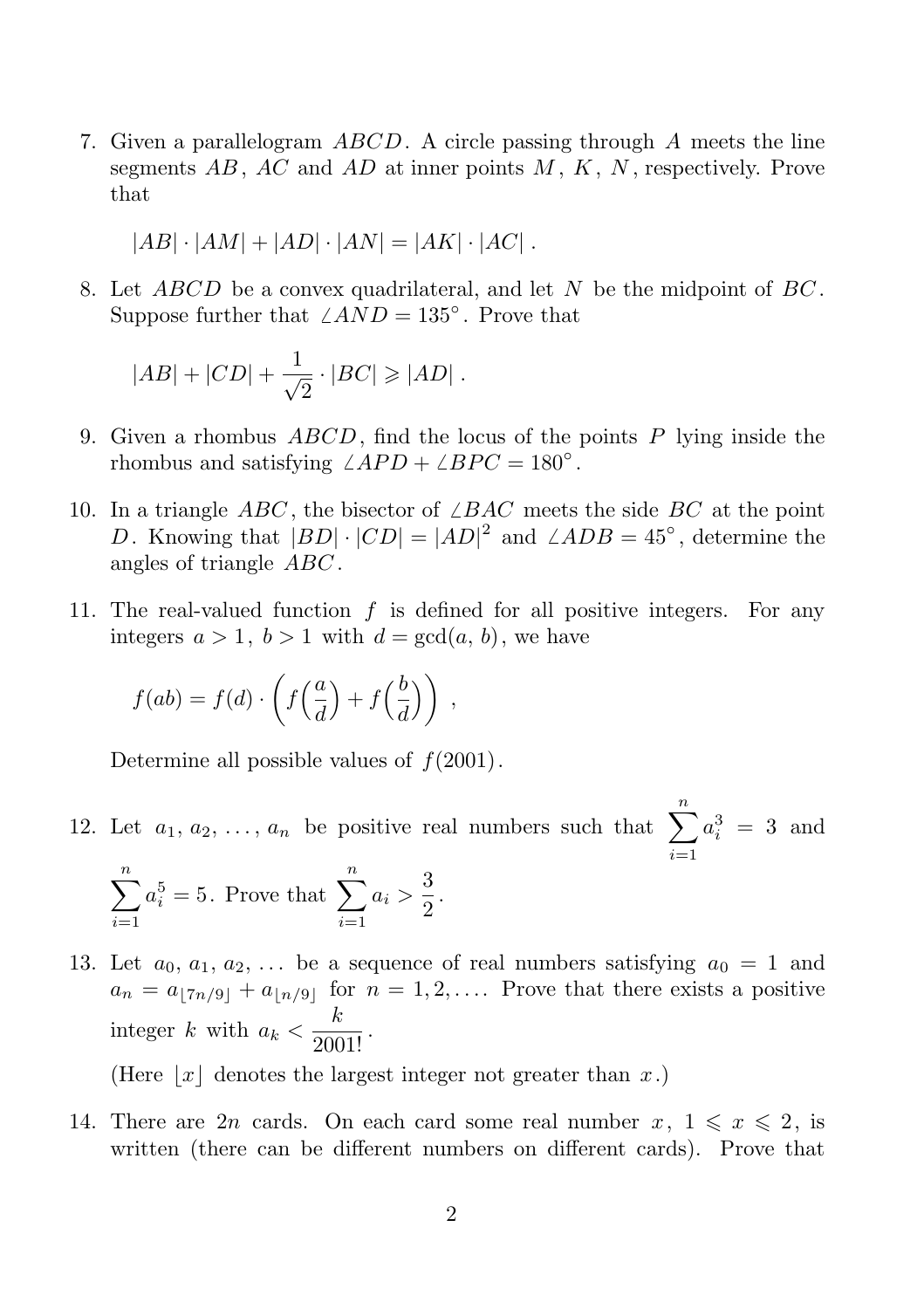7. Given a parallelogram $ABCD$. A circle passing through $A$ meets the line segments $AB$, $AC$ and $AD$ at inner points $M$, $K$, $N$, respectively. Prove that

$$|AB| \cdot |AM| + |AD| \cdot |AN| = |AK| \cdot |AC| .$$

8. Let $ABCD$ be a convex quadrilateral, and let $N$ be the midpoint of $BC$. Suppose further that $\angle AND = 135^\circ$. Prove that

$$|AB| + |CD| + \frac{1}{\sqrt{2}} \cdot |BC| \geqslant |AD| .$$

9. Given a rhombus $ABCD$, find the locus of the points $P$ lying inside the rhombus and satisfying $\angle APD + \angle BPC = 180^\circ$.

10. In a triangle $ABC$, the bisector of $\angle BAC$ meets the side $BC$ at the point $D$. Knowing that $|BD| \cdot |CD| = |AD|^2$ and $\angle ADB = 45^\circ$, determine the angles of triangle $ABC$.

11. The real-valued function $f$ is defined for all positive integers. For any integers $a > 1$, $b > 1$ with $d = \gcd(a, b)$, we have

$$f(ab) = f(d) \cdot \left( f\left(\frac{a}{d}\right) + f\left(\frac{b}{d}\right) \right) ,$$

Determine all possible values of $f(2001)$.

12. Let $a_1, a_2, \ldots, a_n$ be positive real numbers such that $\sum_{i=1}^{n} a_i^3 = 3$ and $\sum_{i=1}^{n} a_i^5 = 5$. Prove that $\sum_{i=1}^{n} a_i > \frac{3}{2}$.

13. Let $a_0, a_1, a_2, \ldots$ be a sequence of real numbers satisfying $a_0 = 1$ and $a_n = a_{\lfloor 7n/9 \rfloor} + a_{\lfloor n/9 \rfloor}$ for $n = 1, 2, \ldots$. Prove that there exists a positive integer $k$ with $a_k < \frac{k}{2001!}$.

(Here $\lfloor x \rfloor$ denotes the largest integer not greater than $x$.)

14. There are $2n$ cards. On each card some real number $x$, $1 \leqslant x \leqslant 2$, is written (there can be different numbers on different cards). Prove that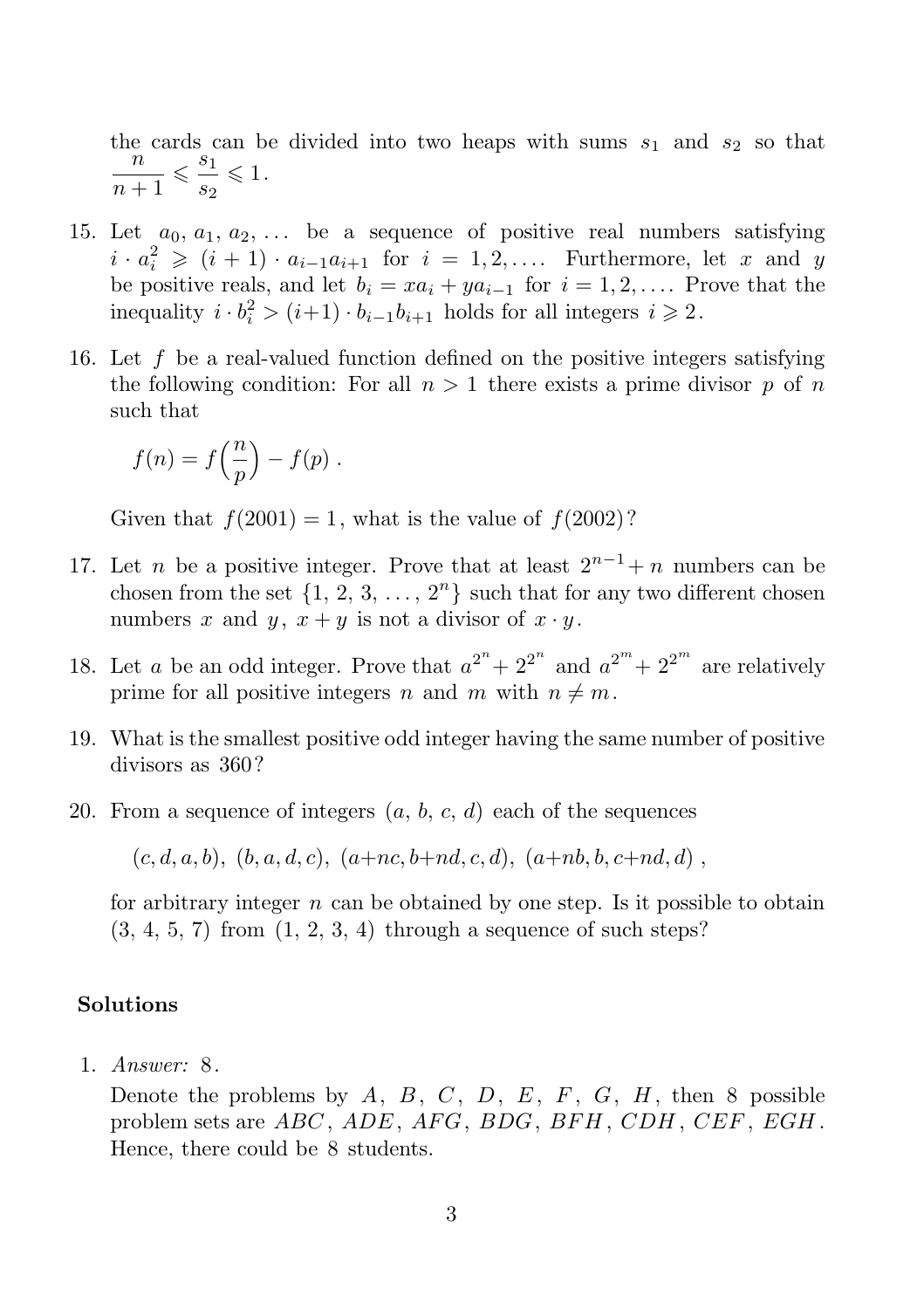the cards can be divided into two heaps with sums $s_1$ and $s_2$ so that $\dfrac{n}{n+1} \leqslant \dfrac{s_1}{s_2} \leqslant 1$.

15. Let $a_0, a_1, a_2, \ldots$ be a sequence of positive real numbers satisfying $i \cdot a_i^2 \geqslant (i+1) \cdot a_{i-1}a_{i+1}$ for $i = 1, 2, \ldots$. Furthermore, let $x$ and $y$ be positive reals, and let $b_i = xa_i + ya_{i-1}$ for $i = 1, 2, \ldots$. Prove that the inequality $i \cdot b_i^2 > (i+1) \cdot b_{i-1}b_{i+1}$ holds for all integers $i \geqslant 2$.

16. Let $f$ be a real-valued function defined on the positive integers satisfying the following condition: For all $n > 1$ there exists a prime divisor $p$ of $n$ such that

    $$f(n) = f\Big(\frac{n}{p}\Big) - f(p)\,.$$

    Given that $f(2001) = 1$, what is the value of $f(2002)$?

17. Let $n$ be a positive integer. Prove that at least $2^{n-1} + n$ numbers can be chosen from the set $\{1, 2, 3, \ldots, 2^n\}$ such that for any two different chosen numbers $x$ and $y$, $x + y$ is not a divisor of $x \cdot y$.

18. Let $a$ be an odd integer. Prove that $a^{2^n} + 2^{2^n}$ and $a^{2^m} + 2^{2^m}$ are relatively prime for all positive integers $n$ and $m$ with $n \neq m$.

19. What is the smallest positive odd integer having the same number of positive divisors as $360$?

20. From a sequence of integers $(a, b, c, d)$ each of the sequences

    $$(c, d, a, b),\ (b, a, d, c),\ (a{+}nc, b{+}nd, c, d),\ (a{+}nb, b, c{+}nd, d)\,,$$

    for arbitrary integer $n$ can be obtained by one step. Is it possible to obtain $(3, 4, 5, 7)$ from $(1, 2, 3, 4)$ through a sequence of such steps?

## Solutions

1. *Answer:* $8$.

   Denote the problems by $A$, $B$, $C$, $D$, $E$, $F$, $G$, $H$, then 8 possible problem sets are $ABC$, $ADE$, $AFG$, $BDG$, $BFH$, $CDH$, $CEF$, $EGH$. Hence, there could be 8 students.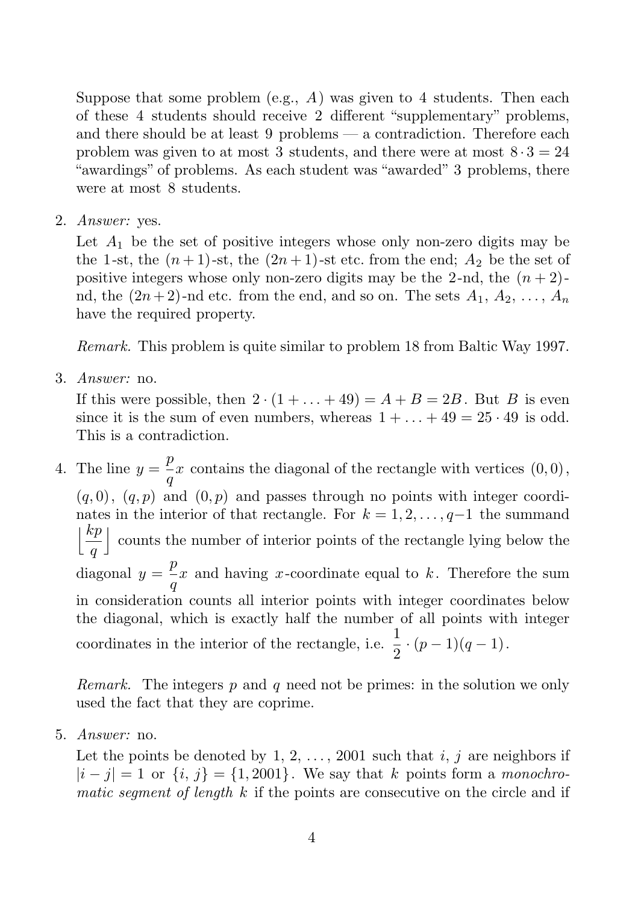Suppose that some problem (e.g., $A$) was given to 4 students. Then each of these 4 students should receive 2 different "supplementary" problems, and there should be at least 9 problems — a contradiction. Therefore each problem was given to at most 3 students, and there were at most $8 \cdot 3 = 24$ "awardings" of problems. As each student was "awarded" 3 problems, there were at most 8 students.

2. *Answer:* yes.

   Let $A_1$ be the set of positive integers whose only non-zero digits may be the 1-st, the $(n+1)$-st, the $(2n+1)$-st etc. from the end; $A_2$ be the set of positive integers whose only non-zero digits may be the 2-nd, the $(n+2)$-nd, the $(2n+2)$-nd etc. from the end, and so on. The sets $A_1, A_2, \ldots, A_n$ have the required property.

   *Remark.* This problem is quite similar to problem 18 from Baltic Way 1997.

3. *Answer:* no.

   If this were possible, then $2 \cdot (1 + \ldots + 49) = A + B = 2B$. But $B$ is even since it is the sum of even numbers, whereas $1 + \ldots + 49 = 25 \cdot 49$ is odd. This is a contradiction.

4. The line $y = \dfrac{p}{q}x$ contains the diagonal of the rectangle with vertices $(0, 0)$, $(q, 0)$, $(q, p)$ and $(0, p)$ and passes through no points with integer coordinates in the interior of that rectangle. For $k = 1, 2, \ldots, q-1$ the summand $\left\lfloor \dfrac{kp}{q} \right\rfloor$ counts the number of interior points of the rectangle lying below the diagonal $y = \dfrac{p}{q}x$ and having $x$-coordinate equal to $k$. Therefore the sum in consideration counts all interior points with integer coordinates below the diagonal, which is exactly half the number of all points with integer coordinates in the interior of the rectangle, i.e. $\dfrac{1}{2} \cdot (p-1)(q-1)$.

   *Remark.* The integers $p$ and $q$ need not be primes: in the solution we only used the fact that they are coprime.

5. *Answer:* no.

   Let the points be denoted by $1, 2, \ldots, 2001$ such that $i, j$ are neighbors if $|i - j| = 1$ or $\{i, j\} = \{1, 2001\}$. We say that $k$ points form a *monochromatic segment of length* $k$ if the points are consecutive on the circle and if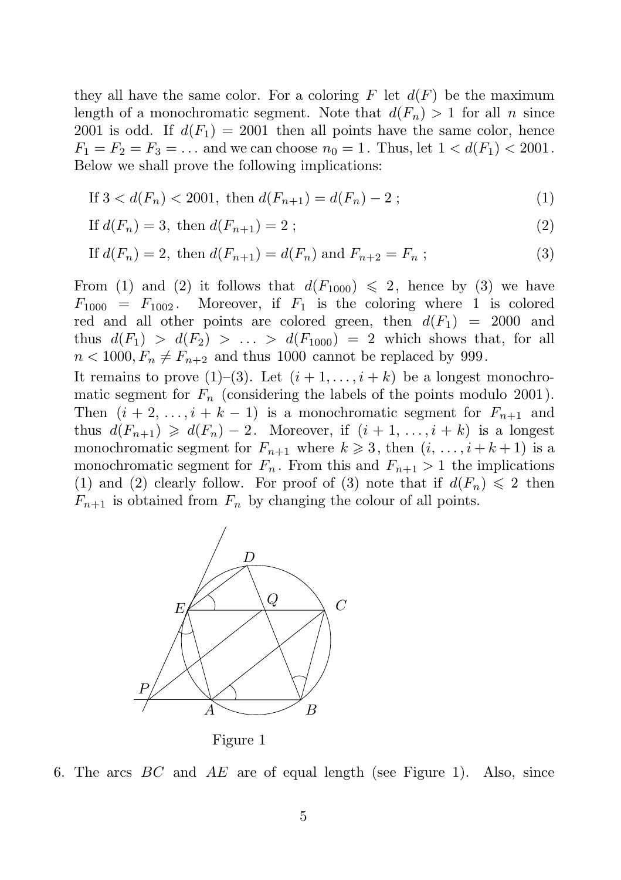they all have the same color. For a coloring $F$ let $d(F)$ be the maximum length of a monochromatic segment. Note that $d(F_n) > 1$ for all $n$ since 2001 is odd. If $d(F_1) = 2001$ then all points have the same color, hence $F_1 = F_2 = F_3 = \ldots$ and we can choose $n_0 = 1$. Thus, let $1 < d(F_1) < 2001$. Below we shall prove the following implications:

$$\text{If } 3 < d(F_n) < 2001, \text{ then } d(F_{n+1}) = d(F_n) - 2\ ; \tag{1}$$

$$\text{If } d(F_n) = 3, \text{ then } d(F_{n+1}) = 2\ ; \tag{2}$$

$$\text{If } d(F_n) = 2, \text{ then } d(F_{n+1}) = d(F_n) \text{ and } F_{n+2} = F_n\ ; \tag{3}$$

From (1) and (2) it follows that $d(F_{1000}) \leqslant 2$, hence by (3) we have $F_{1000} = F_{1002}$. Moreover, if $F_1$ is the coloring where 1 is colored red and all other points are colored green, then $d(F_1) = 2000$ and thus $d(F_1) > d(F_2) > \ldots > d(F_{1000}) = 2$ which shows that, for all $n < 1000, F_n \neq F_{n+2}$ and thus 1000 cannot be replaced by 999.

It remains to prove (1)–(3). Let $(i+1, \ldots, i+k)$ be a longest monochromatic segment for $F_n$ (considering the labels of the points modulo 2001). Then $(i+2, \ldots, i+k-1)$ is a monochromatic segment for $F_{n+1}$ and thus $d(F_{n+1}) \geqslant d(F_n) - 2$. Moreover, if $(i+1, \ldots, i+k)$ is a longest monochromatic segment for $F_{n+1}$ where $k \geqslant 3$, then $(i, \ldots, i+k+1)$ is a monochromatic segment for $F_n$. From this and $F_{n+1} > 1$ the implications (1) and (2) clearly follow. For proof of (3) note that if $d(F_n) \leqslant 2$ then $F_{n+1}$ is obtained from $F_n$ by changing the colour of all points.

Figure 1

6. The arcs $BC$ and $AE$ are of equal length (see Figure 1). Also, since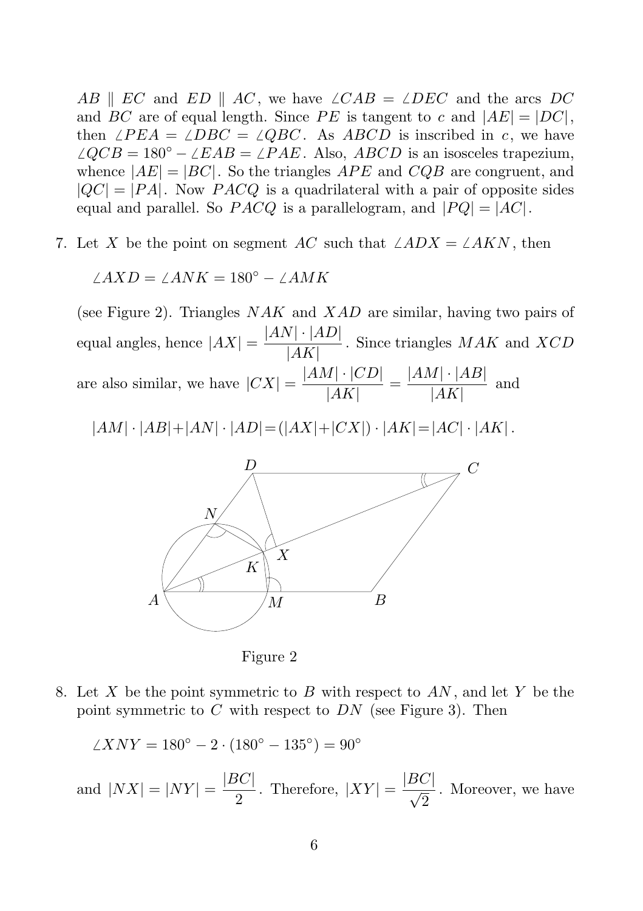$AB \parallel EC$ and $ED \parallel AC$, we have $\angle CAB = \angle DEC$ and the arcs $DC$ and $BC$ are of equal length. Since $PE$ is tangent to $c$ and $|AE| = |DC|$, then $\angle PEA = \angle DBC = \angle QBC$. As $ABCD$ is inscribed in $c$, we have $\angle QCB = 180^\circ - \angle EAB = \angle PAE$. Also, $ABCD$ is an isosceles trapezium, whence $|AE| = |BC|$. So the triangles $APE$ and $CQB$ are congruent, and $|QC| = |PA|$. Now $PACQ$ is a quadrilateral with a pair of opposite sides equal and parallel. So $PACQ$ is a parallelogram, and $|PQ| = |AC|$.

7. Let $X$ be the point on segment $AC$ such that $\angle ADX = \angle AKN$, then

   $$\angle AXD = \angle ANK = 180^\circ - \angle AMK$$

   (see Figure 2). Triangles $NAK$ and $XAD$ are similar, having two pairs of equal angles, hence $|AX| = \dfrac{|AN| \cdot |AD|}{|AK|}$. Since triangles $MAK$ and $XCD$ are also similar, we have $|CX| = \dfrac{|AM| \cdot |CD|}{|AK|} = \dfrac{|AM| \cdot |AB|}{|AK|}$ and

   $$|AM| \cdot |AB| + |AN| \cdot |AD| = (|AX| + |CX|) \cdot |AK| = |AC| \cdot |AK|.$$

   Figure 2

8. Let $X$ be the point symmetric to $B$ with respect to $AN$, and let $Y$ be the point symmetric to $C$ with respect to $DN$ (see Figure 3). Then

   $$\angle XNY = 180^\circ - 2 \cdot (180^\circ - 135^\circ) = 90^\circ$$

   and $|NX| = |NY| = \dfrac{|BC|}{2}$. Therefore, $|XY| = \dfrac{|BC|}{\sqrt{2}}$. Moreover, we have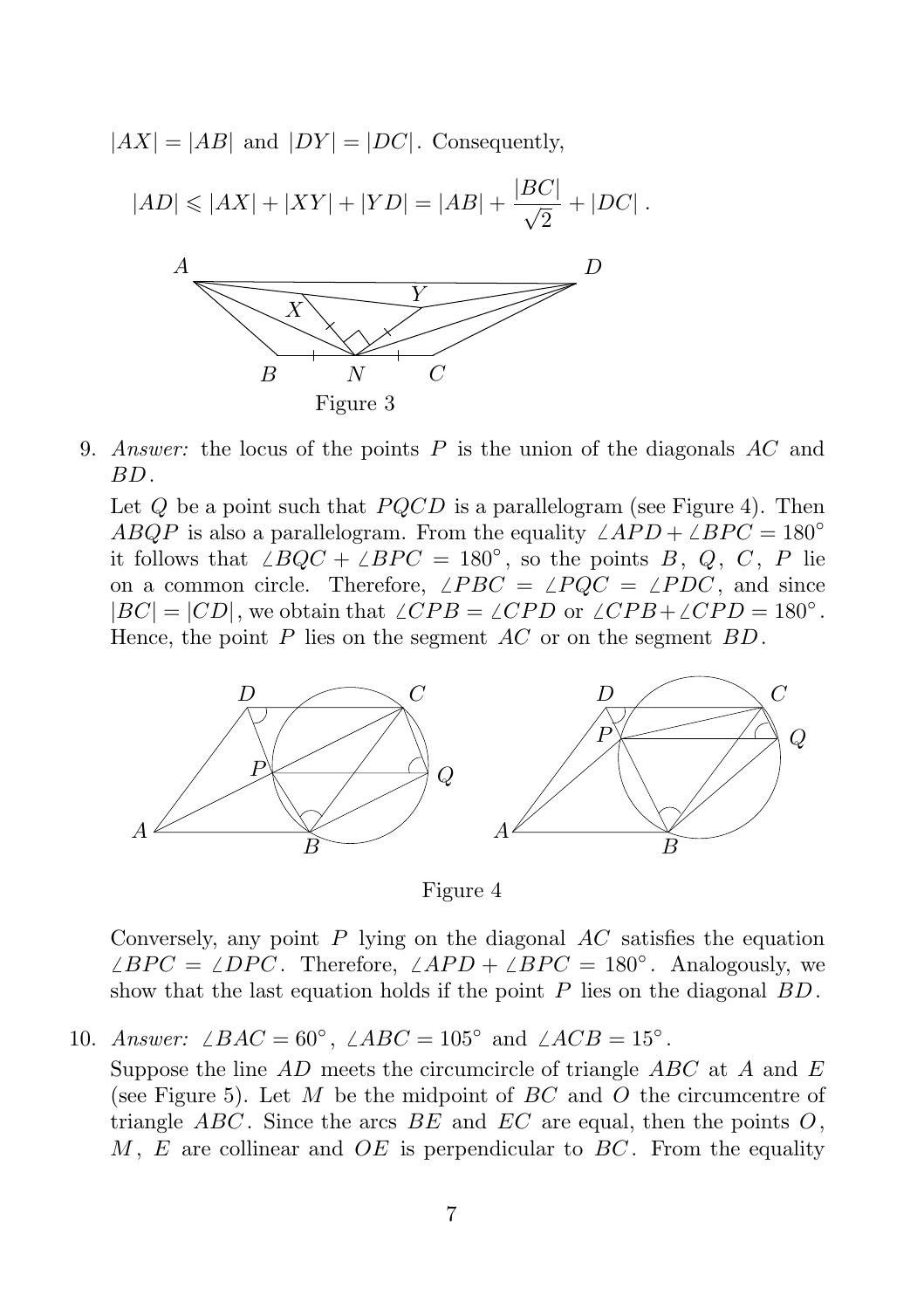$|AX| = |AB|$ and $|DY| = |DC|$. Consequently,

$$|AD| \leqslant |AX| + |XY| + |YD| = |AB| + \frac{|BC|}{\sqrt{2}} + |DC|\,.$$

Figure 3

9. *Answer:* the locus of the points $P$ is the union of the diagonals $AC$ and $BD$.

   Let $Q$ be a point such that $PQCD$ is a parallelogram (see Figure 4). Then $ABQP$ is also a parallelogram. From the equality $\angle APD + \angle BPC = 180^\circ$ it follows that $\angle BQC + \angle BPC = 180^\circ$, so the points $B$, $Q$, $C$, $P$ lie on a common circle. Therefore, $\angle PBC = \angle PQC = \angle PDC$, and since $|BC| = |CD|$, we obtain that $\angle CPB = \angle CPD$ or $\angle CPB + \angle CPD = 180^\circ$. Hence, the point $P$ lies on the segment $AC$ or on the segment $BD$.

   Figure 4

   Conversely, any point $P$ lying on the diagonal $AC$ satisfies the equation $\angle BPC = \angle DPC$. Therefore, $\angle APD + \angle BPC = 180^\circ$. Analogously, we show that the last equation holds if the point $P$ lies on the diagonal $BD$.

10. *Answer:* $\angle BAC = 60^\circ$, $\angle ABC = 105^\circ$ and $\angle ACB = 15^\circ$.

    Suppose the line $AD$ meets the circumcircle of triangle $ABC$ at $A$ and $E$ (see Figure 5). Let $M$ be the midpoint of $BC$ and $O$ the circumcentre of triangle $ABC$. Since the arcs $BE$ and $EC$ are equal, then the points $O$, $M$, $E$ are collinear and $OE$ is perpendicular to $BC$. From the equality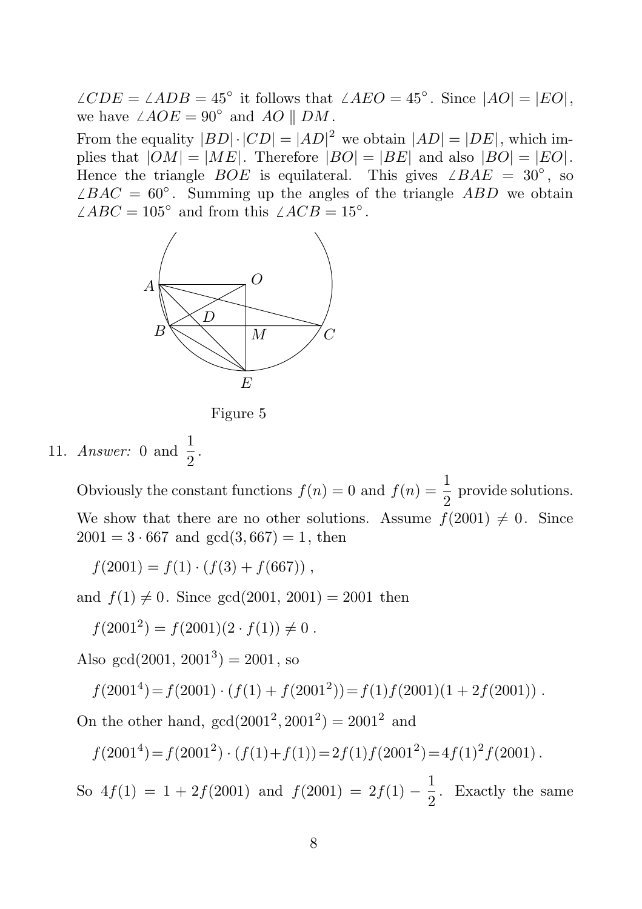$\angle CDE = \angle ADB = 45^\circ$ it follows that $\angle AEO = 45^\circ$. Since $|AO| = |EO|$, we have $\angle AOE = 90^\circ$ and $AO \parallel DM$.

From the equality $|BD| \cdot |CD| = |AD|^2$ we obtain $|AD| = |DE|$, which implies that $|OM| = |ME|$. Therefore $|BO| = |BE|$ and also $|BO| = |EO|$. Hence the triangle $BOE$ is equilateral. This gives $\angle BAE = 30^\circ$, so $\angle BAC = 60^\circ$. Summing up the angles of the triangle $ABD$ we obtain $\angle ABC = 105^\circ$ and from this $\angle ACB = 15^\circ$.

Figure 5

11. *Answer:* 0 and $\frac{1}{2}$.

Obviously the constant functions $f(n) = 0$ and $f(n) = \frac{1}{2}$ provide solutions. We show that there are no other solutions. Assume $f(2001) \neq 0$. Since $2001 = 3 \cdot 667$ and $\gcd(3, 667) = 1$, then

$$f(2001) = f(1) \cdot (f(3) + f(667)),$$

and $f(1) \neq 0$. Since $\gcd(2001, 2001) = 2001$ then

$$f(2001^2) = f(2001)(2 \cdot f(1)) \neq 0.$$

Also $\gcd(2001, 2001^3) = 2001$, so

$$f(2001^4) = f(2001) \cdot (f(1) + f(2001^2)) = f(1)f(2001)(1 + 2f(2001)).$$

On the other hand, $\gcd(2001^2, 2001^2) = 2001^2$ and

$$f(2001^4) = f(2001^2) \cdot (f(1) + f(1)) = 2f(1)f(2001^2) = 4f(1)^2 f(2001).$$

So $4f(1) = 1 + 2f(2001)$ and $f(2001) = 2f(1) - \frac{1}{2}$. Exactly the same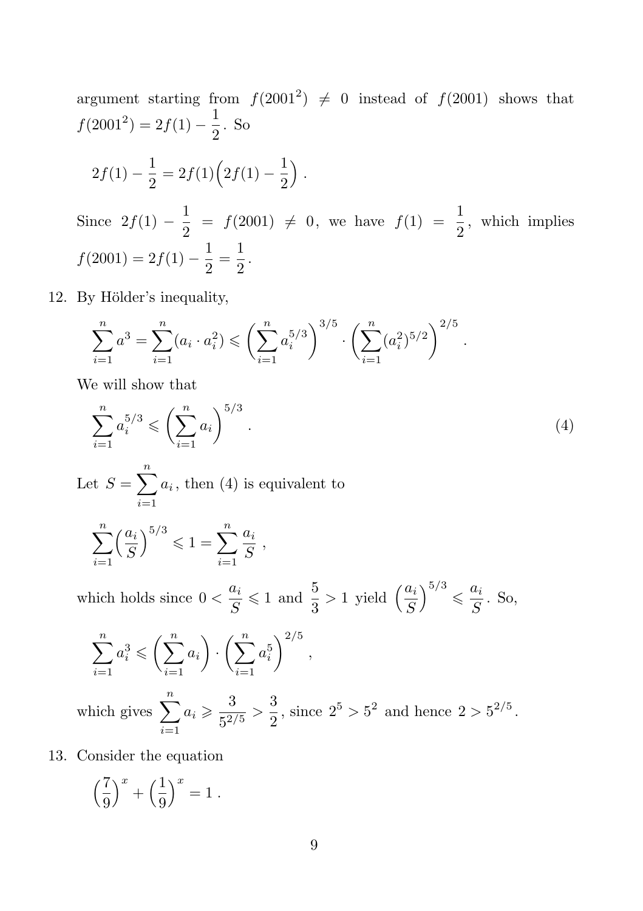argument starting from $f(2001^2) \neq 0$ instead of $f(2001)$ shows that $f(2001^2) = 2f(1) - \dfrac{1}{2}$. So

$$2f(1) - \frac{1}{2} = 2f(1)\Big(2f(1) - \frac{1}{2}\Big) .$$

Since $2f(1) - \dfrac{1}{2} = f(2001) \neq 0$, we have $f(1) = \dfrac{1}{2}$, which implies $f(2001) = 2f(1) - \dfrac{1}{2} = \dfrac{1}{2}$.

12. By Hölder's inequality,

$$\sum_{i=1}^{n} a^3 = \sum_{i=1}^{n} (a_i \cdot a_i^2) \leqslant \left(\sum_{i=1}^{n} a_i^{5/3}\right)^{3/5} \cdot \left(\sum_{i=1}^{n} (a_i^2)^{5/2}\right)^{2/5} .$$

We will show that

$$\sum_{i=1}^{n} a_i^{5/3} \leqslant \left(\sum_{i=1}^{n} a_i\right)^{5/3} . \tag{4}$$

Let $S = \sum_{i=1}^{n} a_i$, then (4) is equivalent to

$$\sum_{i=1}^{n} \Big(\frac{a_i}{S}\Big)^{5/3} \leqslant 1 = \sum_{i=1}^{n} \frac{a_i}{S} ,$$

which holds since $0 < \dfrac{a_i}{S} \leqslant 1$ and $\dfrac{5}{3} > 1$ yield $\Big(\dfrac{a_i}{S}\Big)^{5/3} \leqslant \dfrac{a_i}{S}$. So,

$$\sum_{i=1}^{n} a_i^3 \leqslant \left(\sum_{i=1}^{n} a_i\right) \cdot \left(\sum_{i=1}^{n} a_i^5\right)^{2/5} ,$$

which gives $\sum_{i=1}^{n} a_i \geqslant \dfrac{3}{5^{2/5}} > \dfrac{3}{2}$, since $2^5 > 5^2$ and hence $2 > 5^{2/5}$.

13. Consider the equation

$$\Big(\frac{7}{9}\Big)^x + \Big(\frac{1}{9}\Big)^x = 1 .$$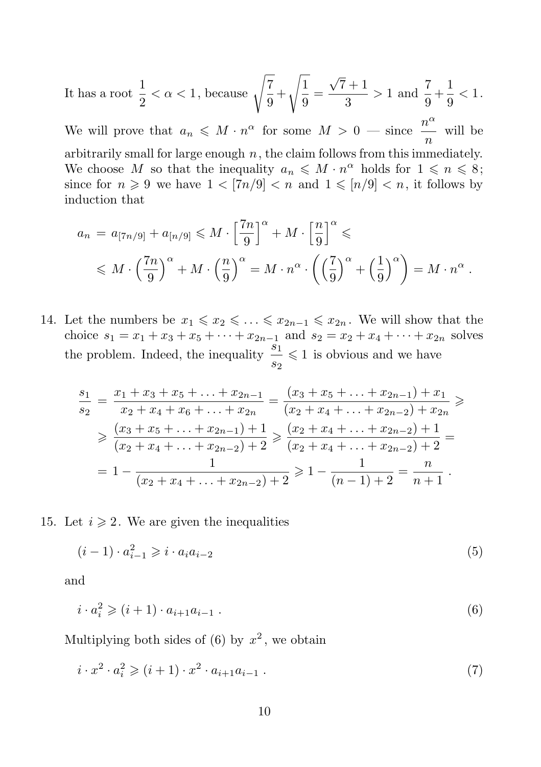It has a root $\dfrac{1}{2} < \alpha < 1$, because $\sqrt{\dfrac{7}{9}} + \sqrt{\dfrac{1}{9}} = \dfrac{\sqrt{7}+1}{3} > 1$ and $\dfrac{7}{9} + \dfrac{1}{9} < 1$.

We will prove that $a_n \leqslant M \cdot n^\alpha$ for some $M > 0$ — since $\dfrac{n^\alpha}{n}$ will be arbitrarily small for large enough $n$, the claim follows from this immediately. We choose $M$ so that the inequality $a_n \leqslant M \cdot n^\alpha$ holds for $1 \leqslant n \leqslant 8$; since for $n \geqslant 9$ we have $1 < [7n/9] < n$ and $1 \leqslant [n/9] < n$, it follows by induction that

$$
\begin{aligned}
a_n &= a_{[7n/9]} + a_{[n/9]} \leqslant M \cdot \left[\frac{7n}{9}\right]^\alpha + M \cdot \left[\frac{n}{9}\right]^\alpha \leqslant \\
&\leqslant M \cdot \left(\frac{7n}{9}\right)^\alpha + M \cdot \left(\frac{n}{9}\right)^\alpha = M \cdot n^\alpha \cdot \left(\left(\frac{7}{9}\right)^\alpha + \left(\frac{1}{9}\right)^\alpha\right) = M \cdot n^\alpha .
\end{aligned}
$$

14. Let the numbers be $x_1 \leqslant x_2 \leqslant \ldots \leqslant x_{2n-1} \leqslant x_{2n}$. We will show that the choice $s_1 = x_1 + x_3 + x_5 + \cdots + x_{2n-1}$ and $s_2 = x_2 + x_4 + \cdots + x_{2n}$ solves the problem. Indeed, the inequality $\dfrac{s_1}{s_2} \leqslant 1$ is obvious and we have

$$
\begin{aligned}
\frac{s_1}{s_2} &= \frac{x_1 + x_3 + x_5 + \ldots + x_{2n-1}}{x_2 + x_4 + x_6 + \ldots + x_{2n}} = \frac{(x_3 + x_5 + \ldots + x_{2n-1}) + x_1}{(x_2 + x_4 + \ldots + x_{2n-2}) + x_{2n}} \geqslant \\
&\geqslant \frac{(x_3 + x_5 + \ldots + x_{2n-1}) + 1}{(x_2 + x_4 + \ldots + x_{2n-2}) + 2} \geqslant \frac{(x_2 + x_4 + \ldots + x_{2n-2}) + 1}{(x_2 + x_4 + \ldots + x_{2n-2}) + 2} = \\
&= 1 - \frac{1}{(x_2 + x_4 + \ldots + x_{2n-2}) + 2} \geqslant 1 - \frac{1}{(n-1) + 2} = \frac{n}{n+1} .
\end{aligned}
$$

15. Let $i \geqslant 2$. We are given the inequalities

$$
(i-1) \cdot a_{i-1}^2 \geqslant i \cdot a_i a_{i-2} \tag{5}
$$

and

$$
i \cdot a_i^2 \geqslant (i+1) \cdot a_{i+1} a_{i-1} . \tag{6}
$$

Multiplying both sides of (6) by $x^2$, we obtain

$$
i \cdot x^2 \cdot a_i^2 \geqslant (i+1) \cdot x^2 \cdot a_{i+1} a_{i-1} . \tag{7}
$$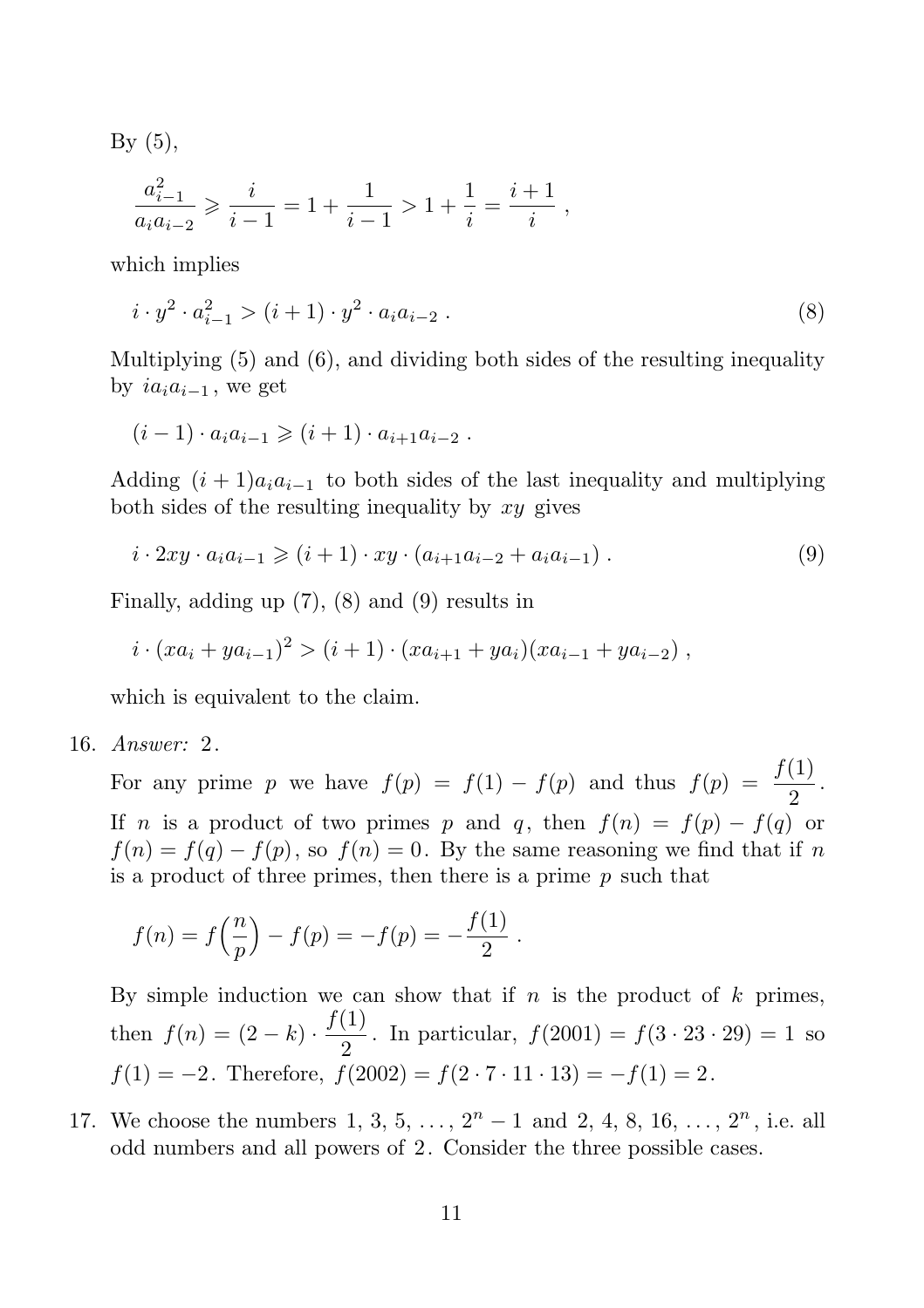By (5),

$$\frac{a_{i-1}^2}{a_i a_{i-2}} \geqslant \frac{i}{i-1} = 1 + \frac{1}{i-1} > 1 + \frac{1}{i} = \frac{i+1}{i} ,$$

which implies

$$i \cdot y^2 \cdot a_{i-1}^2 > (i+1) \cdot y^2 \cdot a_i a_{i-2} . \tag{8}$$

Multiplying (5) and (6), and dividing both sides of the resulting inequality by $i a_i a_{i-1}$, we get

$$(i-1) \cdot a_i a_{i-1} \geqslant (i+1) \cdot a_{i+1} a_{i-2} .$$

Adding $(i+1) a_i a_{i-1}$ to both sides of the last inequality and multiplying both sides of the resulting inequality by $xy$ gives

$$i \cdot 2xy \cdot a_i a_{i-1} \geqslant (i+1) \cdot xy \cdot (a_{i+1} a_{i-2} + a_i a_{i-1}) . \tag{9}$$

Finally, adding up (7), (8) and (9) results in

$$i \cdot (x a_i + y a_{i-1})^2 > (i+1) \cdot (x a_{i+1} + y a_i)(x a_{i-1} + y a_{i-2}) ,$$

which is equivalent to the claim.

16. *Answer:* 2.

For any prime $p$ we have $f(p) = f(1) - f(p)$ and thus $f(p) = \dfrac{f(1)}{2}$. If $n$ is a product of two primes $p$ and $q$, then $f(n) = f(p) - f(q)$ or $f(n) = f(q) - f(p)$, so $f(n) = 0$. By the same reasoning we find that if $n$ is a product of three primes, then there is a prime $p$ such that

$$f(n) = f\Big(\frac{n}{p}\Big) - f(p) = -f(p) = -\frac{f(1)}{2} .$$

By simple induction we can show that if $n$ is the product of $k$ primes, then $f(n) = (2-k) \cdot \dfrac{f(1)}{2}$. In particular, $f(2001) = f(3 \cdot 23 \cdot 29) = 1$ so $f(1) = -2$. Therefore, $f(2002) = f(2 \cdot 7 \cdot 11 \cdot 13) = -f(1) = 2$.

17. We choose the numbers $1, 3, 5, \ldots, 2^n - 1$ and $2, 4, 8, 16, \ldots, 2^n$, i.e. all odd numbers and all powers of 2. Consider the three possible cases.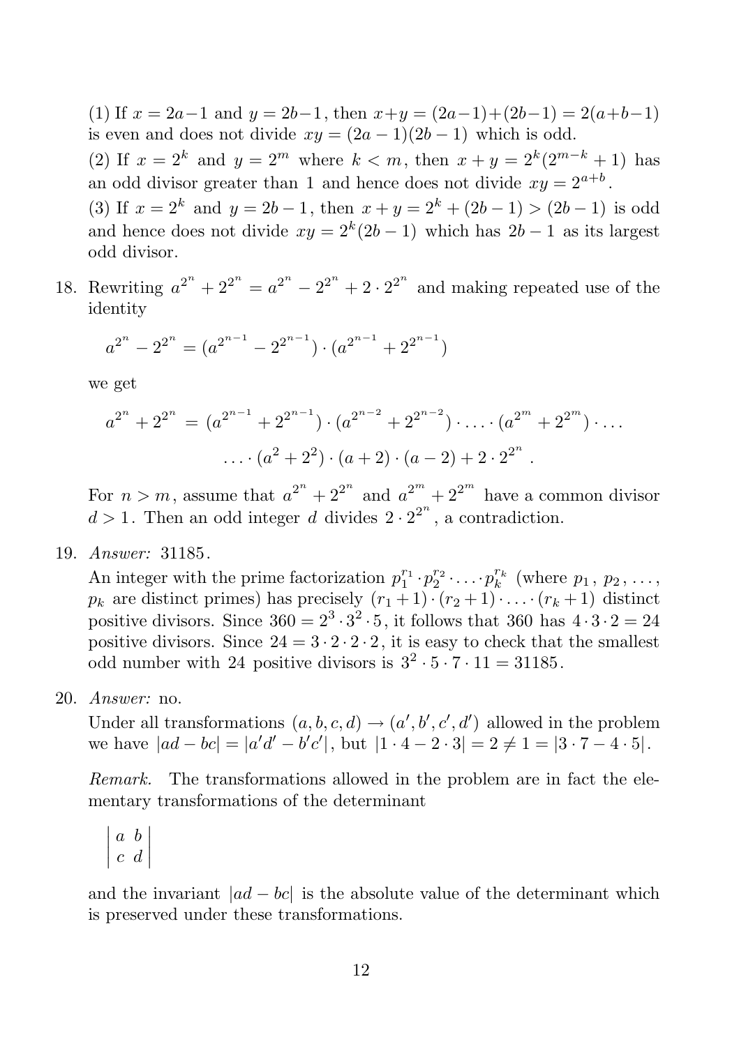(1) If $x = 2a-1$ and $y = 2b-1$, then $x+y = (2a-1)+(2b-1) = 2(a+b-1)$ is even and does not divide $xy = (2a-1)(2b-1)$ which is odd.

(2) If $x = 2^k$ and $y = 2^m$ where $k < m$, then $x + y = 2^k(2^{m-k}+1)$ has an odd divisor greater than 1 and hence does not divide $xy = 2^{a+b}$.

(3) If $x = 2^k$ and $y = 2b-1$, then $x + y = 2^k + (2b-1) > (2b-1)$ is odd and hence does not divide $xy = 2^k(2b-1)$ which has $2b-1$ as its largest odd divisor.

18. Rewriting $a^{2^n} + 2^{2^n} = a^{2^n} - 2^{2^n} + 2 \cdot 2^{2^n}$ and making repeated use of the identity

$$a^{2^n} - 2^{2^n} = (a^{2^{n-1}} - 2^{2^{n-1}}) \cdot (a^{2^{n-1}} + 2^{2^{n-1}})$$

we get

$$a^{2^n} + 2^{2^n} = (a^{2^{n-1}} + 2^{2^{n-1}}) \cdot (a^{2^{n-2}} + 2^{2^{n-2}}) \cdot \ldots \cdot (a^{2^m} + 2^{2^m}) \cdot \ldots$$
$$\ldots \cdot (a^2 + 2^2) \cdot (a+2) \cdot (a-2) + 2 \cdot 2^{2^n}.$$

For $n > m$, assume that $a^{2^n} + 2^{2^n}$ and $a^{2^m} + 2^{2^m}$ have a common divisor $d > 1$. Then an odd integer $d$ divides $2 \cdot 2^{2^n}$, a contradiction.

19. *Answer:* 31185.

An integer with the prime factorization $p_1^{r_1} \cdot p_2^{r_2} \cdot \ldots \cdot p_k^{r_k}$ (where $p_1, p_2, \ldots, p_k$ are distinct primes) has precisely $(r_1+1)\cdot(r_2+1)\cdot \ldots \cdot (r_k+1)$ distinct positive divisors. Since $360 = 2^3 \cdot 3^2 \cdot 5$, it follows that 360 has $4 \cdot 3 \cdot 2 = 24$ positive divisors. Since $24 = 3 \cdot 2 \cdot 2 \cdot 2$, it is easy to check that the smallest odd number with 24 positive divisors is $3^2 \cdot 5 \cdot 7 \cdot 11 = 31185$.

20. *Answer:* no.

Under all transformations $(a, b, c, d) \to (a', b', c', d')$ allowed in the problem we have $|ad - bc| = |a'd' - b'c'|$, but $|1 \cdot 4 - 2 \cdot 3| = 2 \neq 1 = |3 \cdot 7 - 4 \cdot 5|$.

*Remark.* The transformations allowed in the problem are in fact the elementary transformations of the determinant

$$\begin{vmatrix} a & b \\ c & d \end{vmatrix}$$

and the invariant $|ad - bc|$ is the absolute value of the determinant which is preserved under these transformations.